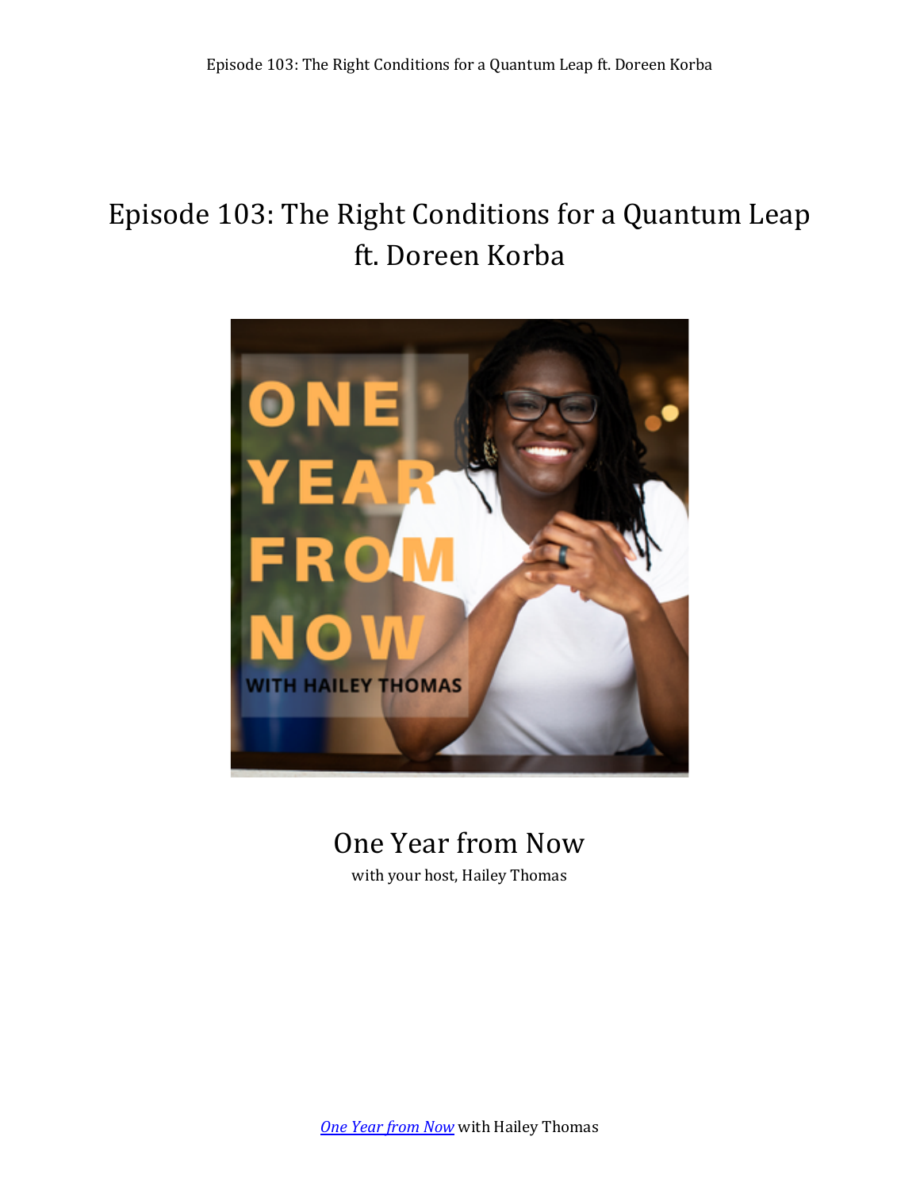# Episode 103: The Right Conditions for a Quantum Leap ft. Doreen Korba

One Year from Now

with your host, Hailey Thomas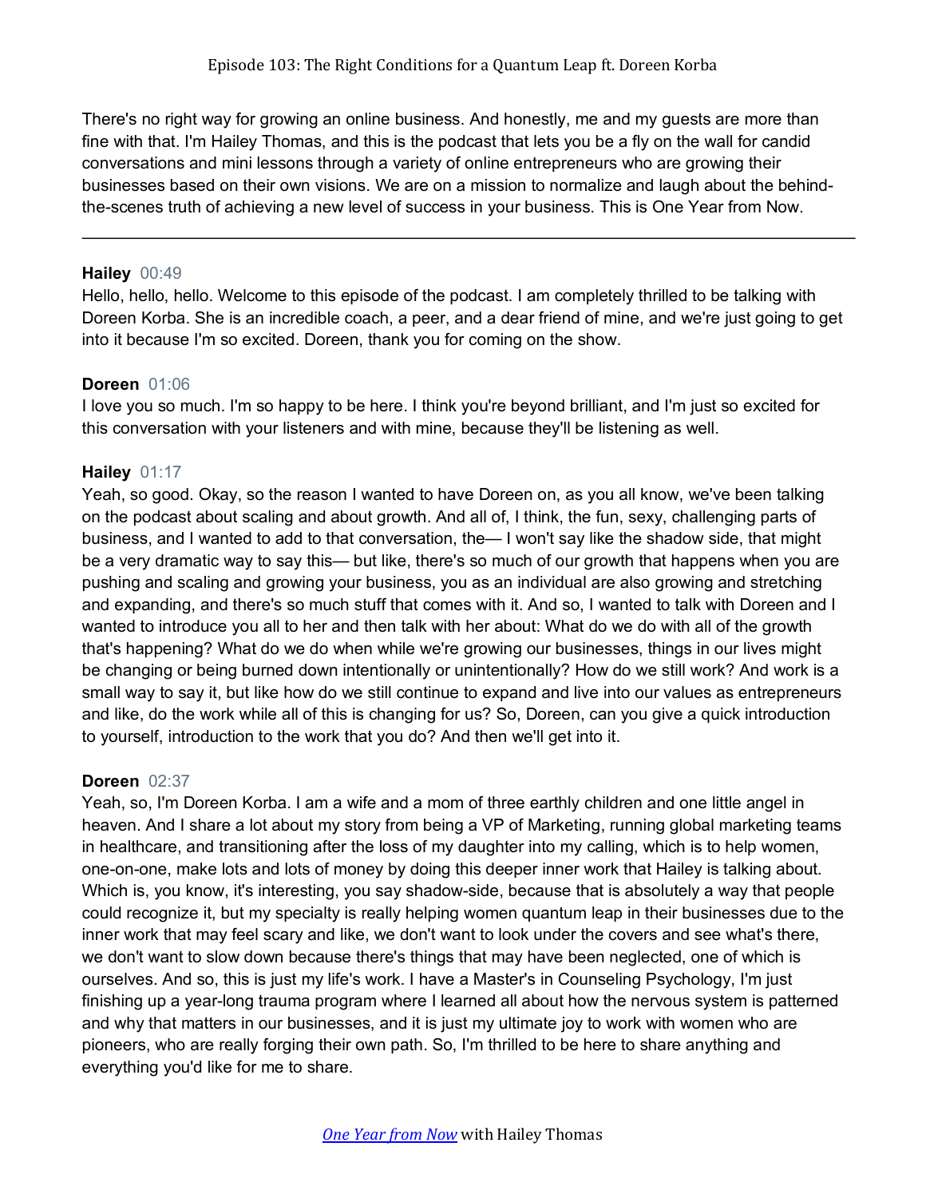There's no right way for growing an online business. And honestly, me and my guests are more than fine with that. I'm Hailey Thomas, and this is the podcast that lets you be a fly on the wall for candid conversations and mini lessons through a variety of online entrepreneurs who are growing their businesses based on their own visions. We are on a mission to normalize and laugh about the behind-the-scenes truth of achieving a new level of success in your business. This is One Year from Now.

---

**Hailey** 00:49
Hello, hello, hello. Welcome to this episode of the podcast. I am completely thrilled to be talking with Doreen Korba. She is an incredible coach, a peer, and a dear friend of mine, and we're just going to get into it because I'm so excited. Doreen, thank you for coming on the show.

**Doreen** 01:06
I love you so much. I'm so happy to be here. I think you're beyond brilliant, and I'm just so excited for this conversation with your listeners and with mine, because they'll be listening as well.

**Hailey** 01:17
Yeah, so good. Okay, so the reason I wanted to have Doreen on, as you all know, we've been talking on the podcast about scaling and about growth. And all of, I think, the fun, sexy, challenging parts of business, and I wanted to add to that conversation, the— I won't say like the shadow side, that might be a very dramatic way to say this— but like, there's so much of our growth that happens when you are pushing and scaling and growing your business, you as an individual are also growing and stretching and expanding, and there's so much stuff that comes with it. And so, I wanted to talk with Doreen and I wanted to introduce you all to her and then talk with her about: What do we do with all of the growth that's happening? What do we do when while we're growing our businesses, things in our lives might be changing or being burned down intentionally or unintentionally? How do we still work? And work is a small way to say it, but like how do we still continue to expand and live into our values as entrepreneurs and like, do the work while all of this is changing for us? So, Doreen, can you give a quick introduction to yourself, introduction to the work that you do? And then we'll get into it.

**Doreen** 02:37
Yeah, so, I'm Doreen Korba. I am a wife and a mom of three earthly children and one little angel in heaven. And I share a lot about my story from being a VP of Marketing, running global marketing teams in healthcare, and transitioning after the loss of my daughter into my calling, which is to help women, one-on-one, make lots and lots of money by doing this deeper inner work that Hailey is talking about. Which is, you know, it's interesting, you say shadow-side, because that is absolutely a way that people could recognize it, but my specialty is really helping women quantum leap in their businesses due to the inner work that may feel scary and like, we don't want to look under the covers and see what's there, we don't want to slow down because there's things that may have been neglected, one of which is ourselves. And so, this is just my life's work. I have a Master's in Counseling Psychology, I'm just finishing up a year-long trauma program where I learned all about how the nervous system is patterned and why that matters in our businesses, and it is just my ultimate joy to work with women who are pioneers, who are really forging their own path. So, I'm thrilled to be here to share anything and everything you'd like for me to share.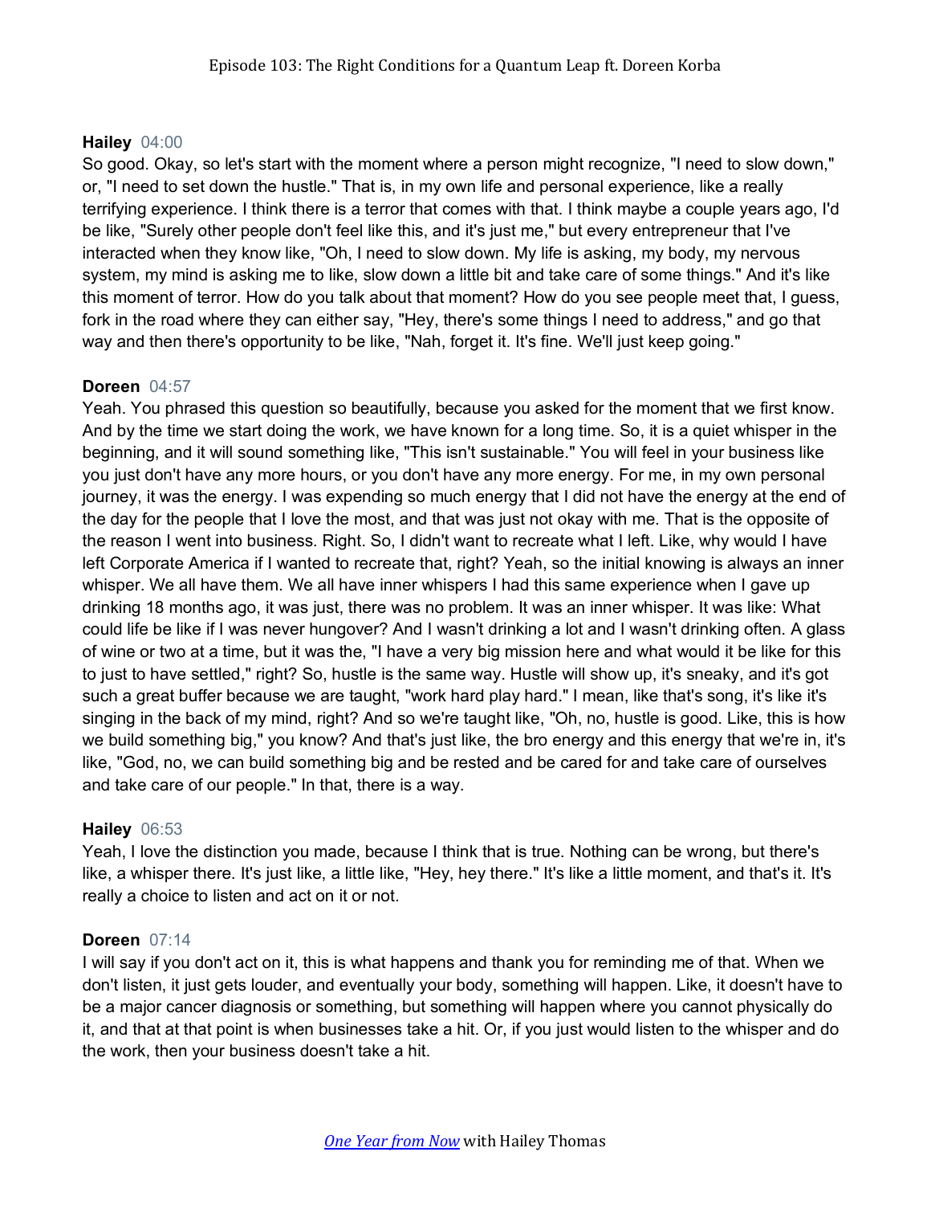**Hailey** 04:00
So good. Okay, so let's start with the moment where a person might recognize, "I need to slow down," or, "I need to set down the hustle." That is, in my own life and personal experience, like a really terrifying experience. I think there is a terror that comes with that. I think maybe a couple years ago, I'd be like, "Surely other people don't feel like this, and it's just me," but every entrepreneur that I've interacted when they know like, "Oh, I need to slow down. My life is asking, my body, my nervous system, my mind is asking me to like, slow down a little bit and take care of some things." And it's like this moment of terror. How do you talk about that moment? How do you see people meet that, I guess, fork in the road where they can either say, "Hey, there's some things I need to address," and go that way and then there's opportunity to be like, "Nah, forget it. It's fine. We'll just keep going."

**Doreen** 04:57
Yeah. You phrased this question so beautifully, because you asked for the moment that we first know. And by the time we start doing the work, we have known for a long time. So, it is a quiet whisper in the beginning, and it will sound something like, "This isn't sustainable." You will feel in your business like you just don't have any more hours, or you don't have any more energy. For me, in my own personal journey, it was the energy. I was expending so much energy that I did not have the energy at the end of the day for the people that I love the most, and that was just not okay with me. That is the opposite of the reason I went into business. Right. So, I didn't want to recreate what I left. Like, why would I have left Corporate America if I wanted to recreate that, right? Yeah, so the initial knowing is always an inner whisper. We all have them. We all have inner whispers I had this same experience when I gave up drinking 18 months ago, it was just, there was no problem. It was an inner whisper. It was like: What could life be like if I was never hungover? And I wasn't drinking a lot and I wasn't drinking often. A glass of wine or two at a time, but it was the, "I have a very big mission here and what would it be like for this to just to have settled," right? So, hustle is the same way. Hustle will show up, it's sneaky, and it's got such a great buffer because we are taught, "work hard play hard." I mean, like that's song, it's like it's singing in the back of my mind, right? And so we're taught like, "Oh, no, hustle is good. Like, this is how we build something big," you know? And that's just like, the bro energy and this energy that we're in, it's like, "God, no, we can build something big and be rested and be cared for and take care of ourselves and take care of our people." In that, there is a way.

**Hailey** 06:53
Yeah, I love the distinction you made, because I think that is true. Nothing can be wrong, but there's like, a whisper there. It's just like, a little like, "Hey, hey there." It's like a little moment, and that's it. It's really a choice to listen and act on it or not.

**Doreen** 07:14
I will say if you don't act on it, this is what happens and thank you for reminding me of that. When we don't listen, it just gets louder, and eventually your body, something will happen. Like, it doesn't have to be a major cancer diagnosis or something, but something will happen where you cannot physically do it, and that at that point is when businesses take a hit. Or, if you just would listen to the whisper and do the work, then your business doesn't take a hit.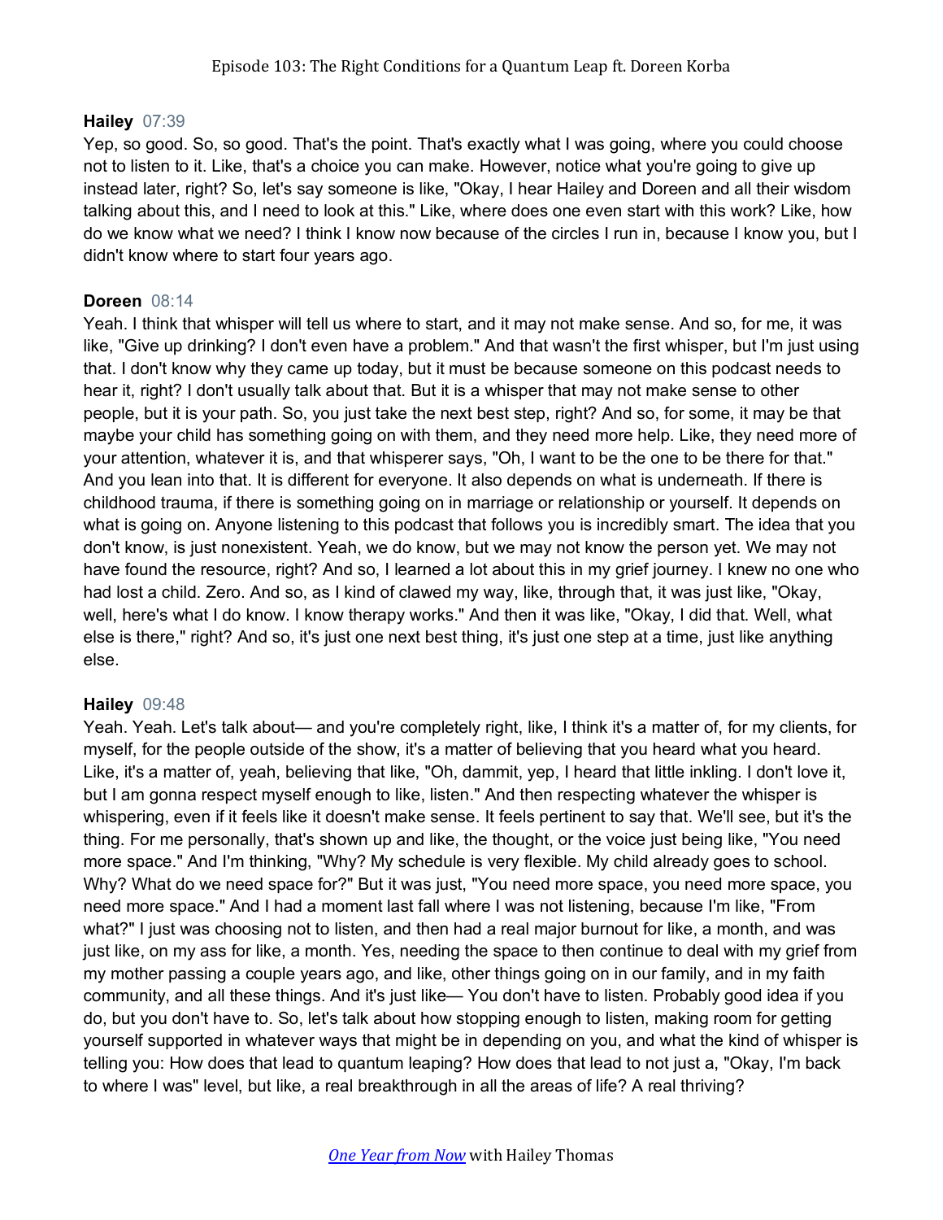**Hailey** 07:39
Yep, so good. So, so good. That's the point. That's exactly what I was going, where you could choose not to listen to it. Like, that's a choice you can make. However, notice what you're going to give up instead later, right? So, let's say someone is like, "Okay, I hear Hailey and Doreen and all their wisdom talking about this, and I need to look at this." Like, where does one even start with this work? Like, how do we know what we need? I think I know now because of the circles I run in, because I know you, but I didn't know where to start four years ago.

**Doreen** 08:14
Yeah. I think that whisper will tell us where to start, and it may not make sense. And so, for me, it was like, "Give up drinking? I don't even have a problem." And that wasn't the first whisper, but I'm just using that. I don't know why they came up today, but it must be because someone on this podcast needs to hear it, right? I don't usually talk about that. But it is a whisper that may not make sense to other people, but it is your path. So, you just take the next best step, right? And so, for some, it may be that maybe your child has something going on with them, and they need more help. Like, they need more of your attention, whatever it is, and that whisperer says, "Oh, I want to be the one to be there for that." And you lean into that. It is different for everyone. It also depends on what is underneath. If there is childhood trauma, if there is something going on in marriage or relationship or yourself. It depends on what is going on. Anyone listening to this podcast that follows you is incredibly smart. The idea that you don't know, is just nonexistent. Yeah, we do know, but we may not know the person yet. We may not have found the resource, right? And so, I learned a lot about this in my grief journey. I knew no one who had lost a child. Zero. And so, as I kind of clawed my way, like, through that, it was just like, "Okay, well, here's what I do know. I know therapy works." And then it was like, "Okay, I did that. Well, what else is there," right? And so, it's just one next best thing, it's just one step at a time, just like anything else.

**Hailey** 09:48
Yeah. Yeah. Let's talk about— and you're completely right, like, I think it's a matter of, for my clients, for myself, for the people outside of the show, it's a matter of believing that you heard what you heard. Like, it's a matter of, yeah, believing that like, "Oh, dammit, yep, I heard that little inkling. I don't love it, but I am gonna respect myself enough to like, listen." And then respecting whatever the whisper is whispering, even if it feels like it doesn't make sense. It feels pertinent to say that. We'll see, but it's the thing. For me personally, that's shown up and like, the thought, or the voice just being like, "You need more space." And I'm thinking, "Why? My schedule is very flexible. My child already goes to school. Why? What do we need space for?" But it was just, "You need more space, you need more space, you need more space." And I had a moment last fall where I was not listening, because I'm like, "From what?" I just was choosing not to listen, and then had a real major burnout for like, a month, and was just like, on my ass for like, a month. Yes, needing the space to then continue to deal with my grief from my mother passing a couple years ago, and like, other things going on in our family, and in my faith community, and all these things. And it's just like— You don't have to listen. Probably good idea if you do, but you don't have to. So, let's talk about how stopping enough to listen, making room for getting yourself supported in whatever ways that might be in depending on you, and what the kind of whisper is telling you: How does that lead to quantum leaping? How does that lead to not just a, "Okay, I'm back to where I was" level, but like, a real breakthrough in all the areas of life? A real thriving?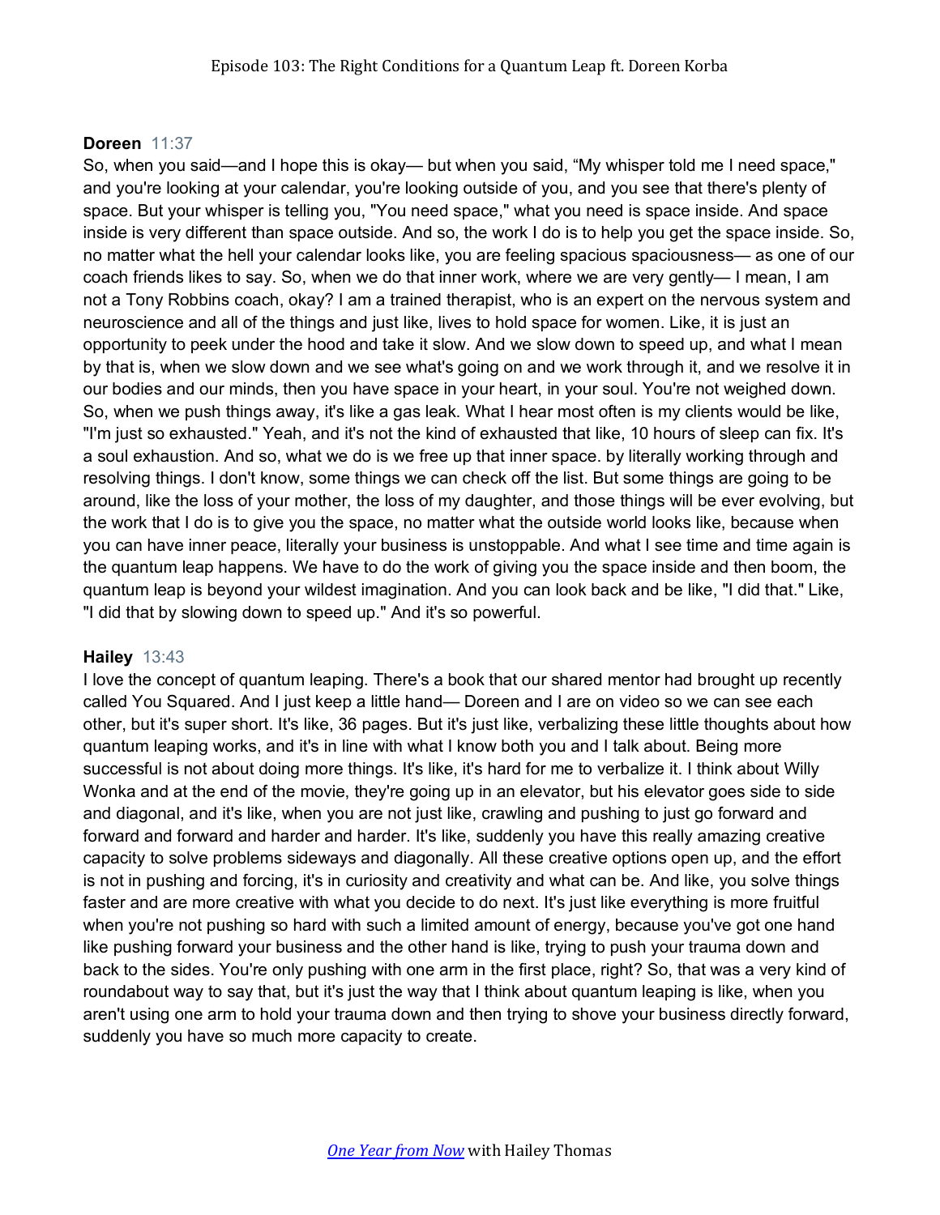**Doreen** 11:37

So, when you said—and I hope this is okay— but when you said, “My whisper told me I need space," and you're looking at your calendar, you're looking outside of you, and you see that there's plenty of space. But your whisper is telling you, "You need space," what you need is space inside. And space inside is very different than space outside. And so, the work I do is to help you get the space inside. So, no matter what the hell your calendar looks like, you are feeling spacious spaciousness— as one of our coach friends likes to say. So, when we do that inner work, where we are very gently— I mean, I am not a Tony Robbins coach, okay? I am a trained therapist, who is an expert on the nervous system and neuroscience and all of the things and just like, lives to hold space for women. Like, it is just an opportunity to peek under the hood and take it slow. And we slow down to speed up, and what I mean by that is, when we slow down and we see what's going on and we work through it, and we resolve it in our bodies and our minds, then you have space in your heart, in your soul. You're not weighed down. So, when we push things away, it's like a gas leak. What I hear most often is my clients would be like, "I'm just so exhausted." Yeah, and it's not the kind of exhausted that like, 10 hours of sleep can fix. It's a soul exhaustion. And so, what we do is we free up that inner space. by literally working through and resolving things. I don't know, some things we can check off the list. But some things are going to be around, like the loss of your mother, the loss of my daughter, and those things will be ever evolving, but the work that I do is to give you the space, no matter what the outside world looks like, because when you can have inner peace, literally your business is unstoppable. And what I see time and time again is the quantum leap happens. We have to do the work of giving you the space inside and then boom, the quantum leap is beyond your wildest imagination. And you can look back and be like, "I did that." Like, "I did that by slowing down to speed up." And it's so powerful.

**Hailey** 13:43

I love the concept of quantum leaping. There's a book that our shared mentor had brought up recently called You Squared. And I just keep a little hand— Doreen and I are on video so we can see each other, but it's super short. It's like, 36 pages. But it's just like, verbalizing these little thoughts about how quantum leaping works, and it's in line with what I know both you and I talk about. Being more successful is not about doing more things. It's like, it's hard for me to verbalize it. I think about Willy Wonka and at the end of the movie, they're going up in an elevator, but his elevator goes side to side and diagonal, and it's like, when you are not just like, crawling and pushing to just go forward and forward and forward and harder and harder. It's like, suddenly you have this really amazing creative capacity to solve problems sideways and diagonally. All these creative options open up, and the effort is not in pushing and forcing, it's in curiosity and creativity and what can be. And like, you solve things faster and are more creative with what you decide to do next. It's just like everything is more fruitful when you're not pushing so hard with such a limited amount of energy, because you've got one hand like pushing forward your business and the other hand is like, trying to push your trauma down and back to the sides. You're only pushing with one arm in the first place, right? So, that was a very kind of roundabout way to say that, but it's just the way that I think about quantum leaping is like, when you aren't using one arm to hold your trauma down and then trying to shove your business directly forward, suddenly you have so much more capacity to create.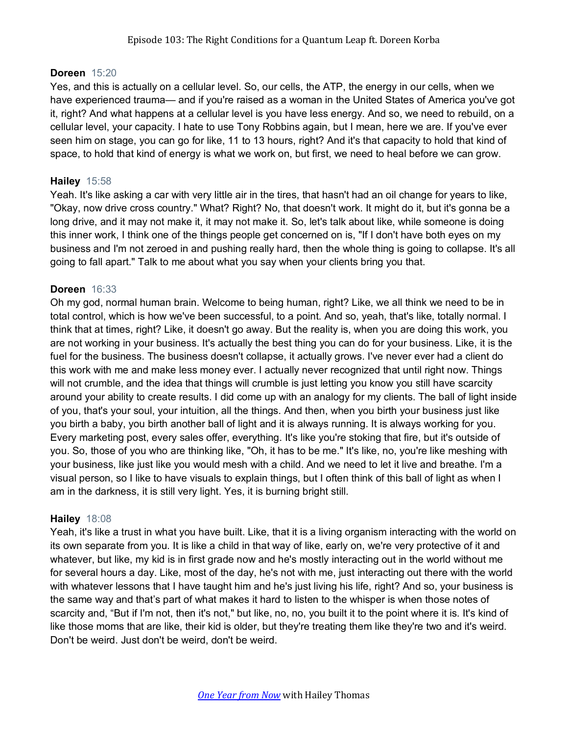**Doreen** 15:20
Yes, and this is actually on a cellular level. So, our cells, the ATP, the energy in our cells, when we have experienced trauma— and if you're raised as a woman in the United States of America you've got it, right? And what happens at a cellular level is you have less energy. And so, we need to rebuild, on a cellular level, your capacity. I hate to use Tony Robbins again, but I mean, here we are. If you've ever seen him on stage, you can go for like, 11 to 13 hours, right? And it's that capacity to hold that kind of space, to hold that kind of energy is what we work on, but first, we need to heal before we can grow.

**Hailey** 15:58
Yeah. It's like asking a car with very little air in the tires, that hasn't had an oil change for years to like, "Okay, now drive cross country." What? Right? No, that doesn't work. It might do it, but it's gonna be a long drive, and it may not make it, it may not make it. So, let's talk about like, while someone is doing this inner work, I think one of the things people get concerned on is, "If I don't have both eyes on my business and I'm not zeroed in and pushing really hard, then the whole thing is going to collapse. It's all going to fall apart." Talk to me about what you say when your clients bring you that.

**Doreen** 16:33
Oh my god, normal human brain. Welcome to being human, right? Like, we all think we need to be in total control, which is how we've been successful, to a point. And so, yeah, that's like, totally normal. I think that at times, right? Like, it doesn't go away. But the reality is, when you are doing this work, you are not working in your business. It's actually the best thing you can do for your business. Like, it is the fuel for the business. The business doesn't collapse, it actually grows. I've never ever had a client do this work with me and make less money ever. I actually never recognized that until right now. Things will not crumble, and the idea that things will crumble is just letting you know you still have scarcity around your ability to create results. I did come up with an analogy for my clients. The ball of light inside of you, that's your soul, your intuition, all the things. And then, when you birth your business just like you birth a baby, you birth another ball of light and it is always running. It is always working for you. Every marketing post, every sales offer, everything. It's like you're stoking that fire, but it's outside of you. So, those of you who are thinking like, "Oh, it has to be me." It's like, no, you're like meshing with your business, like just like you would mesh with a child. And we need to let it live and breathe. I'm a visual person, so I like to have visuals to explain things, but I often think of this ball of light as when I am in the darkness, it is still very light. Yes, it is burning bright still.

**Hailey** 18:08
Yeah, it's like a trust in what you have built. Like, that it is a living organism interacting with the world on its own separate from you. It is like a child in that way of like, early on, we're very protective of it and whatever, but like, my kid is in first grade now and he's mostly interacting out in the world without me for several hours a day. Like, most of the day, he's not with me, just interacting out there with the world with whatever lessons that I have taught him and he's just living his life, right? And so, your business is the same way and that's part of what makes it hard to listen to the whisper is when those notes of scarcity and, "But if I'm not, then it's not," but like, no, no, you built it to the point where it is. It's kind of like those moms that are like, their kid is older, but they're treating them like they're two and it's weird. Don't be weird. Just don't be weird, don't be weird.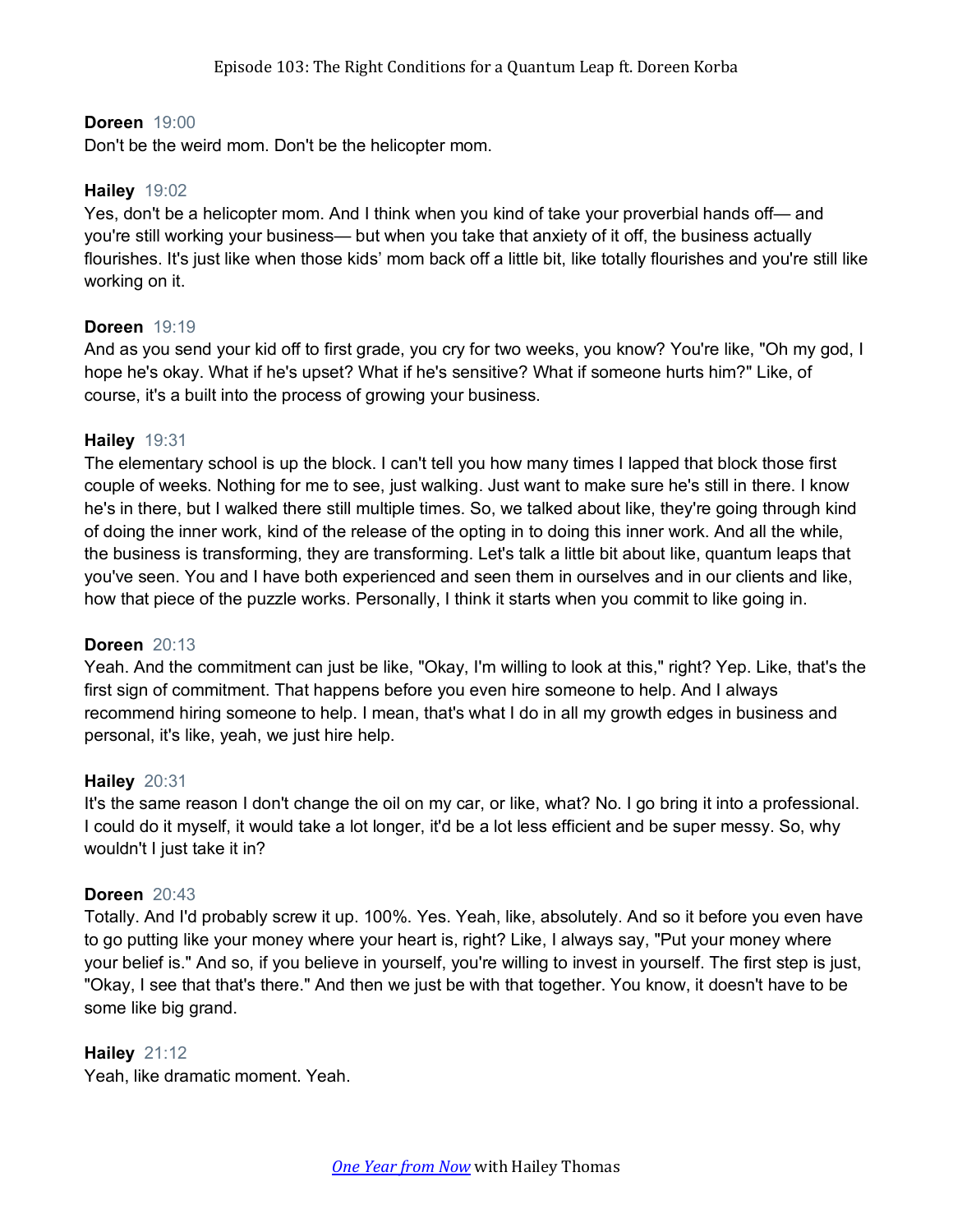**Doreen** 19:00
Don't be the weird mom. Don't be the helicopter mom.

**Hailey** 19:02
Yes, don't be a helicopter mom. And I think when you kind of take your proverbial hands off— and you're still working your business— but when you take that anxiety of it off, the business actually flourishes. It's just like when those kids' mom back off a little bit, like totally flourishes and you're still like working on it.

**Doreen** 19:19
And as you send your kid off to first grade, you cry for two weeks, you know? You're like, "Oh my god, I hope he's okay. What if he's upset? What if he's sensitive? What if someone hurts him?" Like, of course, it's a built into the process of growing your business.

**Hailey** 19:31
The elementary school is up the block. I can't tell you how many times I lapped that block those first couple of weeks. Nothing for me to see, just walking. Just want to make sure he's still in there. I know he's in there, but I walked there still multiple times. So, we talked about like, they're going through kind of doing the inner work, kind of the release of the opting in to doing this inner work. And all the while, the business is transforming, they are transforming. Let's talk a little bit about like, quantum leaps that you've seen. You and I have both experienced and seen them in ourselves and in our clients and like, how that piece of the puzzle works. Personally, I think it starts when you commit to like going in.

**Doreen** 20:13
Yeah. And the commitment can just be like, "Okay, I'm willing to look at this," right? Yep. Like, that's the first sign of commitment. That happens before you even hire someone to help. And I always recommend hiring someone to help. I mean, that's what I do in all my growth edges in business and personal, it's like, yeah, we just hire help.

**Hailey** 20:31
It's the same reason I don't change the oil on my car, or like, what? No. I go bring it into a professional. I could do it myself, it would take a lot longer, it'd be a lot less efficient and be super messy. So, why wouldn't I just take it in?

**Doreen** 20:43
Totally. And I'd probably screw it up. 100%. Yes. Yeah, like, absolutely. And so it before you even have to go putting like your money where your heart is, right? Like, I always say, "Put your money where your belief is." And so, if you believe in yourself, you're willing to invest in yourself. The first step is just, "Okay, I see that that's there." And then we just be with that together. You know, it doesn't have to be some like big grand.

**Hailey** 21:12
Yeah, like dramatic moment. Yeah.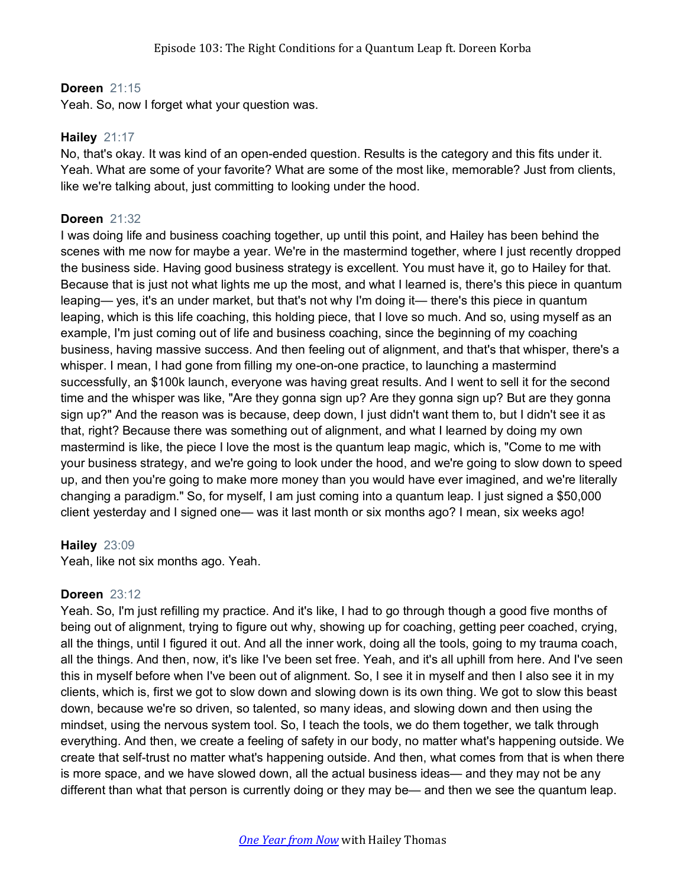**Doreen** 21:15
Yeah. So, now I forget what your question was.

**Hailey** 21:17
No, that's okay. It was kind of an open-ended question. Results is the category and this fits under it. Yeah. What are some of your favorite? What are some of the most like, memorable? Just from clients, like we're talking about, just committing to looking under the hood.

**Doreen** 21:32
I was doing life and business coaching together, up until this point, and Hailey has been behind the scenes with me now for maybe a year. We're in the mastermind together, where I just recently dropped the business side. Having good business strategy is excellent. You must have it, go to Hailey for that. Because that is just not what lights me up the most, and what I learned is, there's this piece in quantum leaping— yes, it's an under market, but that's not why I'm doing it— there's this piece in quantum leaping, which is this life coaching, this holding piece, that I love so much. And so, using myself as an example, I'm just coming out of life and business coaching, since the beginning of my coaching business, having massive success. And then feeling out of alignment, and that's that whisper, there's a whisper. I mean, I had gone from filling my one-on-one practice, to launching a mastermind successfully, an $100k launch, everyone was having great results. And I went to sell it for the second time and the whisper was like, "Are they gonna sign up? Are they gonna sign up? But are they gonna sign up?" And the reason was is because, deep down, I just didn't want them to, but I didn't see it as that, right? Because there was something out of alignment, and what I learned by doing my own mastermind is like, the piece I love the most is the quantum leap magic, which is, "Come to me with your business strategy, and we're going to look under the hood, and we're going to slow down to speed up, and then you're going to make more money than you would have ever imagined, and we're literally changing a paradigm." So, for myself, I am just coming into a quantum leap. I just signed a $50,000 client yesterday and I signed one— was it last month or six months ago? I mean, six weeks ago!

**Hailey** 23:09
Yeah, like not six months ago. Yeah.

**Doreen** 23:12
Yeah. So, I'm just refilling my practice. And it's like, I had to go through though a good five months of being out of alignment, trying to figure out why, showing up for coaching, getting peer coached, crying, all the things, until I figured it out. And all the inner work, doing all the tools, going to my trauma coach, all the things. And then, now, it's like I've been set free. Yeah, and it's all uphill from here. And I've seen this in myself before when I've been out of alignment. So, I see it in myself and then I also see it in my clients, which is, first we got to slow down and slowing down is its own thing. We got to slow this beast down, because we're so driven, so talented, so many ideas, and slowing down and then using the mindset, using the nervous system tool. So, I teach the tools, we do them together, we talk through everything. And then, we create a feeling of safety in our body, no matter what's happening outside. We create that self-trust no matter what's happening outside. And then, what comes from that is when there is more space, and we have slowed down, all the actual business ideas— and they may not be any different than what that person is currently doing or they may be— and then we see the quantum leap.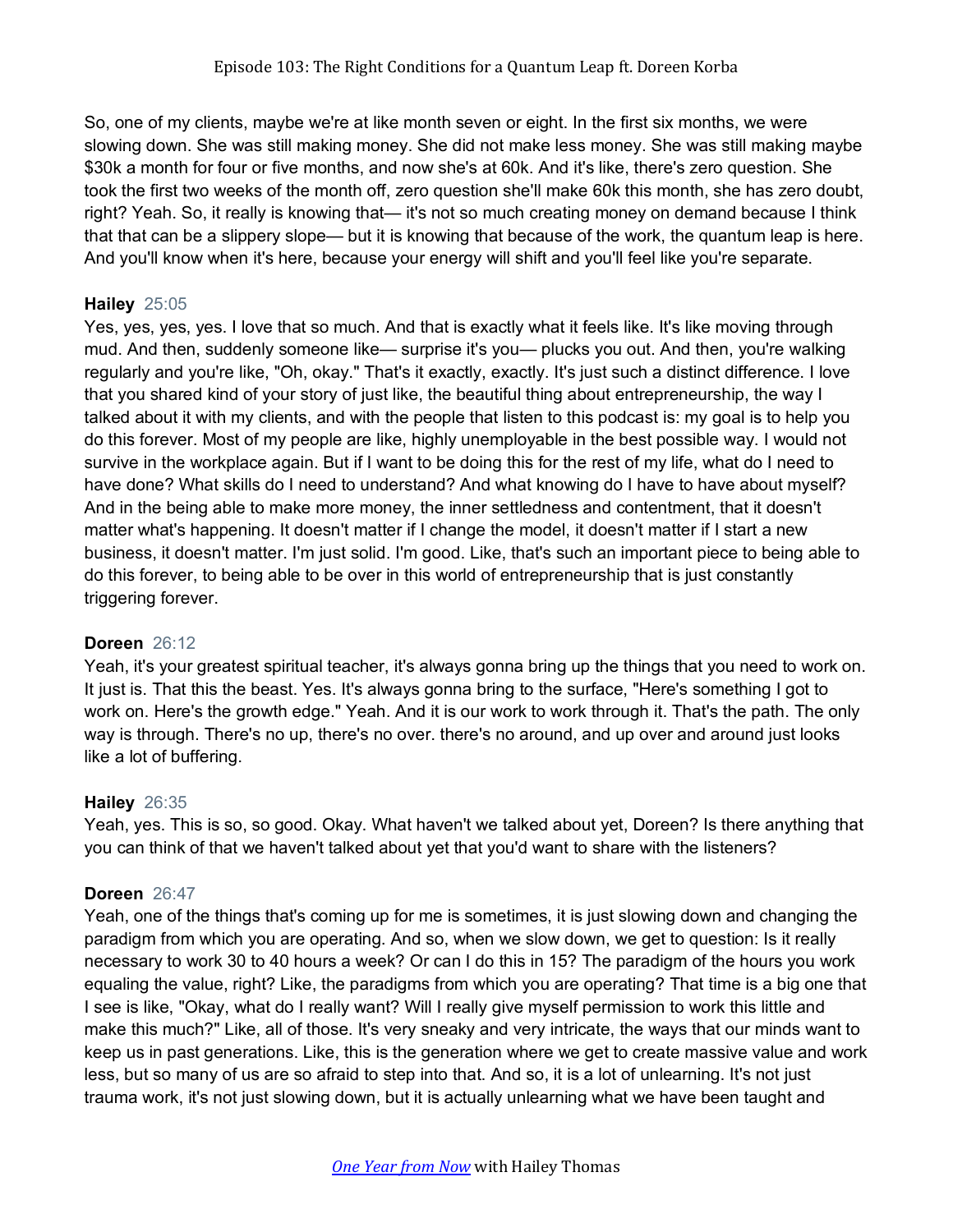So, one of my clients, maybe we're at like month seven or eight. In the first six months, we were slowing down. She was still making money. She did not make less money. She was still making maybe $30k a month for four or five months, and now she's at 60k. And it's like, there's zero question. She took the first two weeks of the month off, zero question she'll make 60k this month, she has zero doubt, right? Yeah. So, it really is knowing that— it's not so much creating money on demand because I think that that can be a slippery slope— but it is knowing that because of the work, the quantum leap is here. And you'll know when it's here, because your energy will shift and you'll feel like you're separate.

**Hailey** 25:05
Yes, yes, yes, yes. I love that so much. And that is exactly what it feels like. It's like moving through mud. And then, suddenly someone like— surprise it's you— plucks you out. And then, you're walking regularly and you're like, "Oh, okay." That's it exactly, exactly. It's just such a distinct difference. I love that you shared kind of your story of just like, the beautiful thing about entrepreneurship, the way I talked about it with my clients, and with the people that listen to this podcast is: my goal is to help you do this forever. Most of my people are like, highly unemployable in the best possible way. I would not survive in the workplace again. But if I want to be doing this for the rest of my life, what do I need to have done? What skills do I need to understand? And what knowing do I have to have about myself? And in the being able to make more money, the inner settledness and contentment, that it doesn't matter what's happening. It doesn't matter if I change the model, it doesn't matter if I start a new business, it doesn't matter. I'm just solid. I'm good. Like, that's such an important piece to being able to do this forever, to being able to be over in this world of entrepreneurship that is just constantly triggering forever.

**Doreen** 26:12
Yeah, it's your greatest spiritual teacher, it's always gonna bring up the things that you need to work on. It just is. That this the beast. Yes. It's always gonna bring to the surface, "Here's something I got to work on. Here's the growth edge." Yeah. And it is our work to work through it. That's the path. The only way is through. There's no up, there's no over. there's no around, and up over and around just looks like a lot of buffering.

**Hailey** 26:35
Yeah, yes. This is so, so good. Okay. What haven't we talked about yet, Doreen? Is there anything that you can think of that we haven't talked about yet that you'd want to share with the listeners?

**Doreen** 26:47
Yeah, one of the things that's coming up for me is sometimes, it is just slowing down and changing the paradigm from which you are operating. And so, when we slow down, we get to question: Is it really necessary to work 30 to 40 hours a week? Or can I do this in 15? The paradigm of the hours you work equaling the value, right? Like, the paradigms from which you are operating? That time is a big one that I see is like, "Okay, what do I really want? Will I really give myself permission to work this little and make this much?" Like, all of those. It's very sneaky and very intricate, the ways that our minds want to keep us in past generations. Like, this is the generation where we get to create massive value and work less, but so many of us are so afraid to step into that. And so, it is a lot of unlearning. It's not just trauma work, it's not just slowing down, but it is actually unlearning what we have been taught and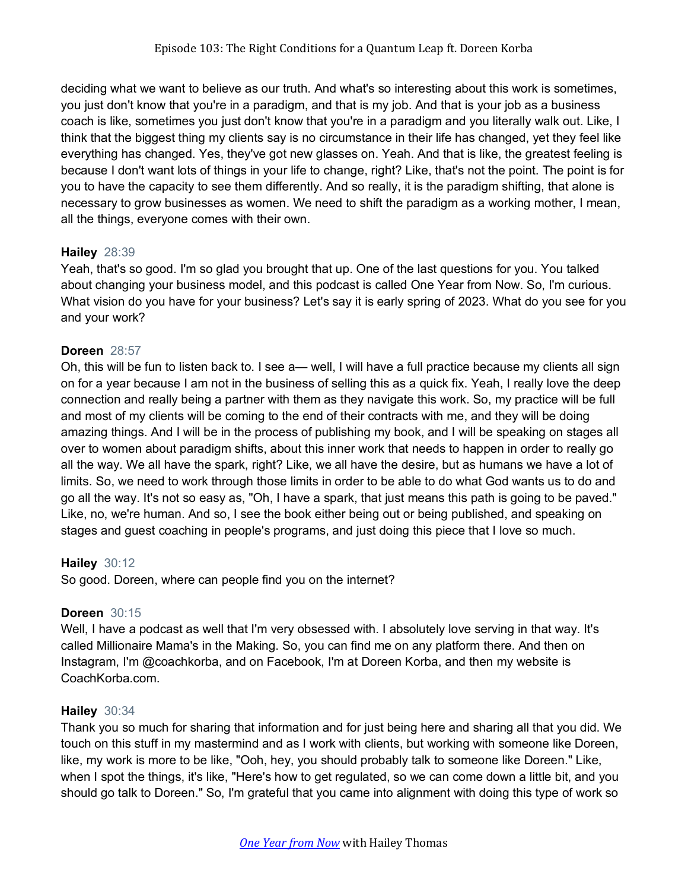deciding what we want to believe as our truth. And what's so interesting about this work is sometimes, you just don't know that you're in a paradigm, and that is my job. And that is your job as a business coach is like, sometimes you just don't know that you're in a paradigm and you literally walk out. Like, I think that the biggest thing my clients say is no circumstance in their life has changed, yet they feel like everything has changed. Yes, they've got new glasses on. Yeah. And that is like, the greatest feeling is because I don't want lots of things in your life to change, right? Like, that's not the point. The point is for you to have the capacity to see them differently. And so really, it is the paradigm shifting, that alone is necessary to grow businesses as women. We need to shift the paradigm as a working mother, I mean, all the things, everyone comes with their own.

**Hailey** 28:39
Yeah, that's so good. I'm so glad you brought that up. One of the last questions for you. You talked about changing your business model, and this podcast is called One Year from Now. So, I'm curious. What vision do you have for your business? Let's say it is early spring of 2023. What do you see for you and your work?

**Doreen** 28:57
Oh, this will be fun to listen back to. I see a— well, I will have a full practice because my clients all sign on for a year because I am not in the business of selling this as a quick fix. Yeah, I really love the deep connection and really being a partner with them as they navigate this work. So, my practice will be full and most of my clients will be coming to the end of their contracts with me, and they will be doing amazing things. And I will be in the process of publishing my book, and I will be speaking on stages all over to women about paradigm shifts, about this inner work that needs to happen in order to really go all the way. We all have the spark, right? Like, we all have the desire, but as humans we have a lot of limits. So, we need to work through those limits in order to be able to do what God wants us to do and go all the way. It's not so easy as, "Oh, I have a spark, that just means this path is going to be paved." Like, no, we're human. And so, I see the book either being out or being published, and speaking on stages and guest coaching in people's programs, and just doing this piece that I love so much.

**Hailey** 30:12
So good. Doreen, where can people find you on the internet?

**Doreen** 30:15
Well, I have a podcast as well that I'm very obsessed with. I absolutely love serving in that way. It's called Millionaire Mama's in the Making. So, you can find me on any platform there. And then on Instagram, I'm @coachkorba, and on Facebook, I'm at Doreen Korba, and then my website is CoachKorba.com.

**Hailey** 30:34
Thank you so much for sharing that information and for just being here and sharing all that you did. We touch on this stuff in my mastermind and as I work with clients, but working with someone like Doreen, like, my work is more to be like, "Ooh, hey, you should probably talk to someone like Doreen." Like, when I spot the things, it's like, "Here's how to get regulated, so we can come down a little bit, and you should go talk to Doreen." So, I'm grateful that you came into alignment with doing this type of work so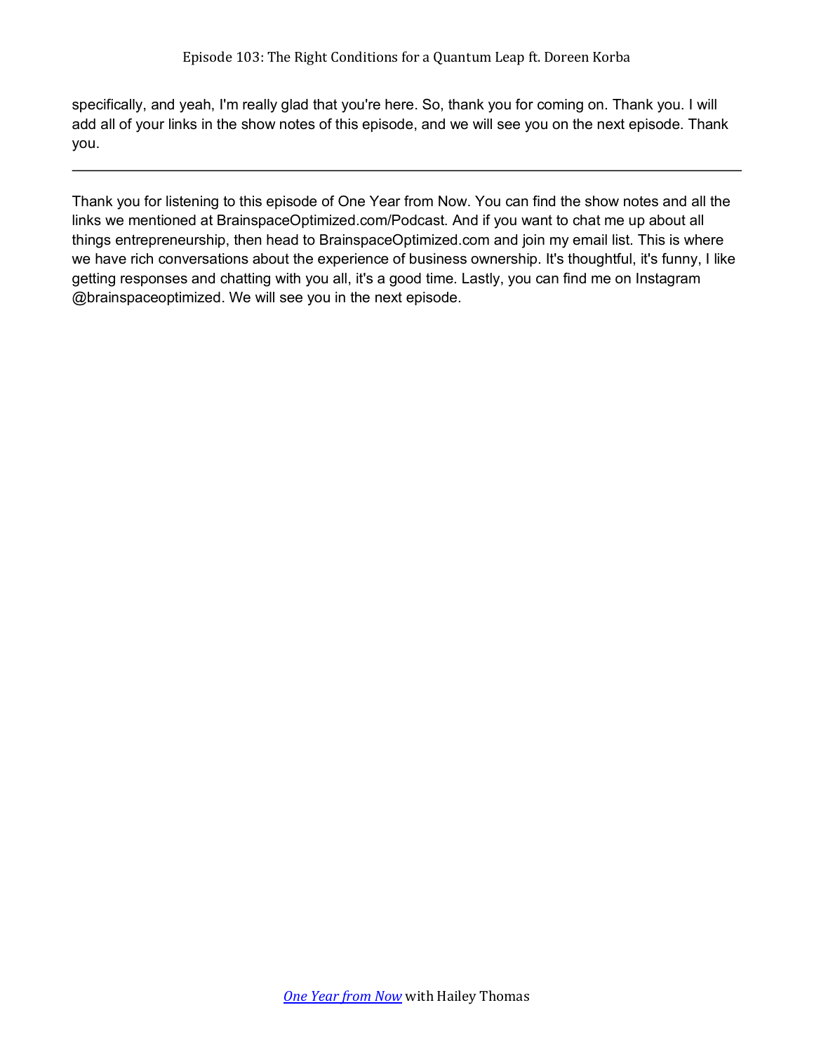specifically, and yeah, I'm really glad that you're here. So, thank you for coming on. Thank you. I will add all of your links in the show notes of this episode, and we will see you on the next episode. Thank you.

---

Thank you for listening to this episode of One Year from Now. You can find the show notes and all the links we mentioned at BrainspaceOptimized.com/Podcast. And if you want to chat me up about all things entrepreneurship, then head to BrainspaceOptimized.com and join my email list. This is where we have rich conversations about the experience of business ownership. It's thoughtful, it's funny, I like getting responses and chatting with you all, it's a good time. Lastly, you can find me on Instagram @brainspaceoptimized. We will see you in the next episode.